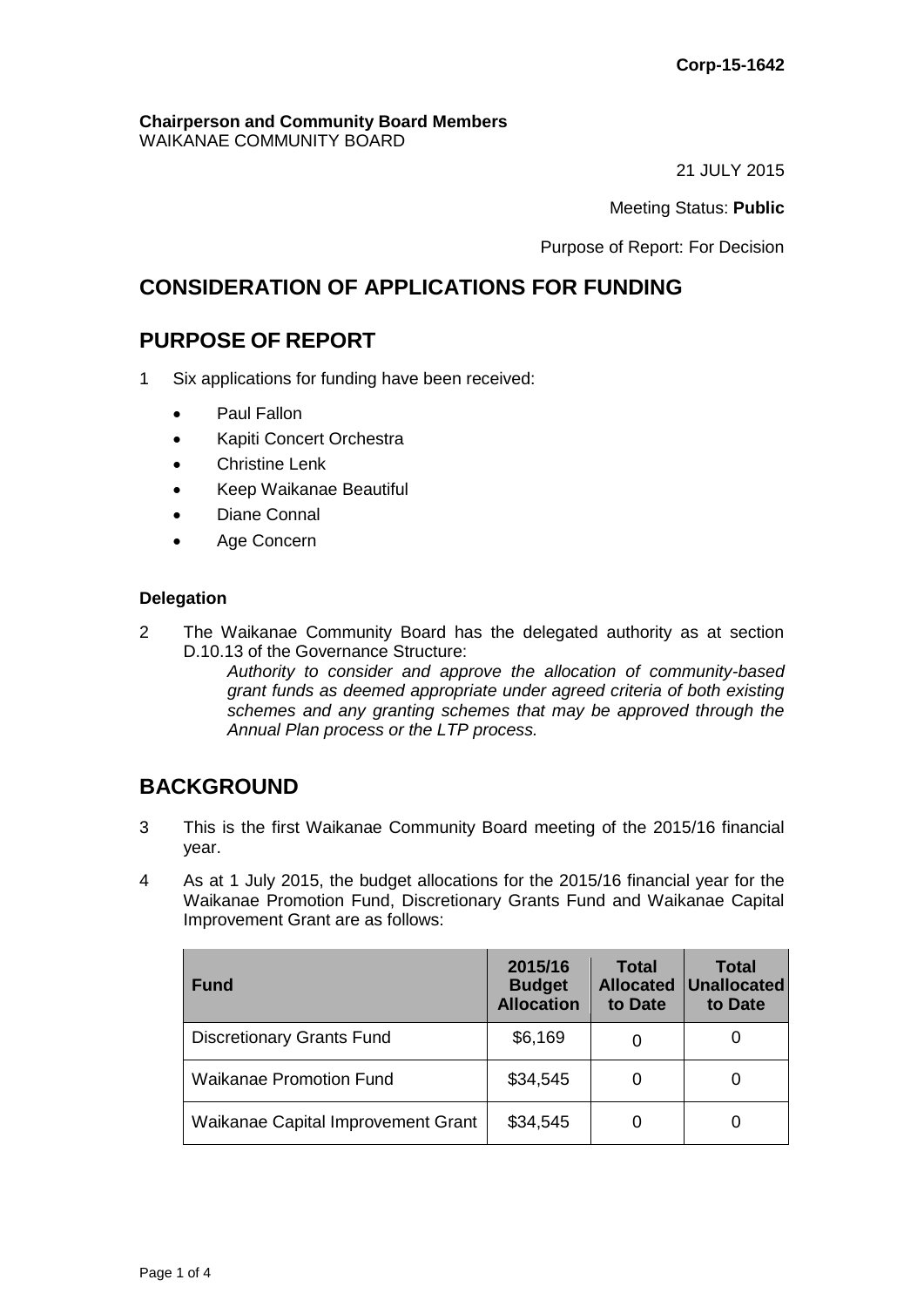**Corp-15-1642**

**Chairperson and Community Board Members**
WAIKANAE COMMUNITY BOARD

21 JULY 2015

Meeting Status: **Public**

Purpose of Report: For Decision

## CONSIDERATION OF APPLICATIONS FOR FUNDING

## PURPOSE OF REPORT

1 Six applications for funding have been received:

- Paul Fallon
- Kapiti Concert Orchestra
- Christine Lenk
- Keep Waikanae Beautiful
- Diane Connal
- Age Concern

**Delegation**

2 The Waikanae Community Board has the delegated authority as at section D.10.13 of the Governance Structure:

*Authority to consider and approve the allocation of community-based grant funds as deemed appropriate under agreed criteria of both existing schemes and any granting schemes that may be approved through the Annual Plan process or the LTP process.*

## BACKGROUND

3 This is the first Waikanae Community Board meeting of the 2015/16 financial year.

4 As at 1 July 2015, the budget allocations for the 2015/16 financial year for the Waikanae Promotion Fund, Discretionary Grants Fund and Waikanae Capital Improvement Grant are as follows:

| Fund | 2015/16 Budget Allocation | Total Allocated to Date | Total Unallocated to Date |
| --- | --- | --- | --- |
| Discretionary Grants Fund | $6,169 | 0 | 0 |
| Waikanae Promotion Fund | $34,545 | 0 | 0 |
| Waikanae Capital Improvement Grant | $34,545 | 0 | 0 |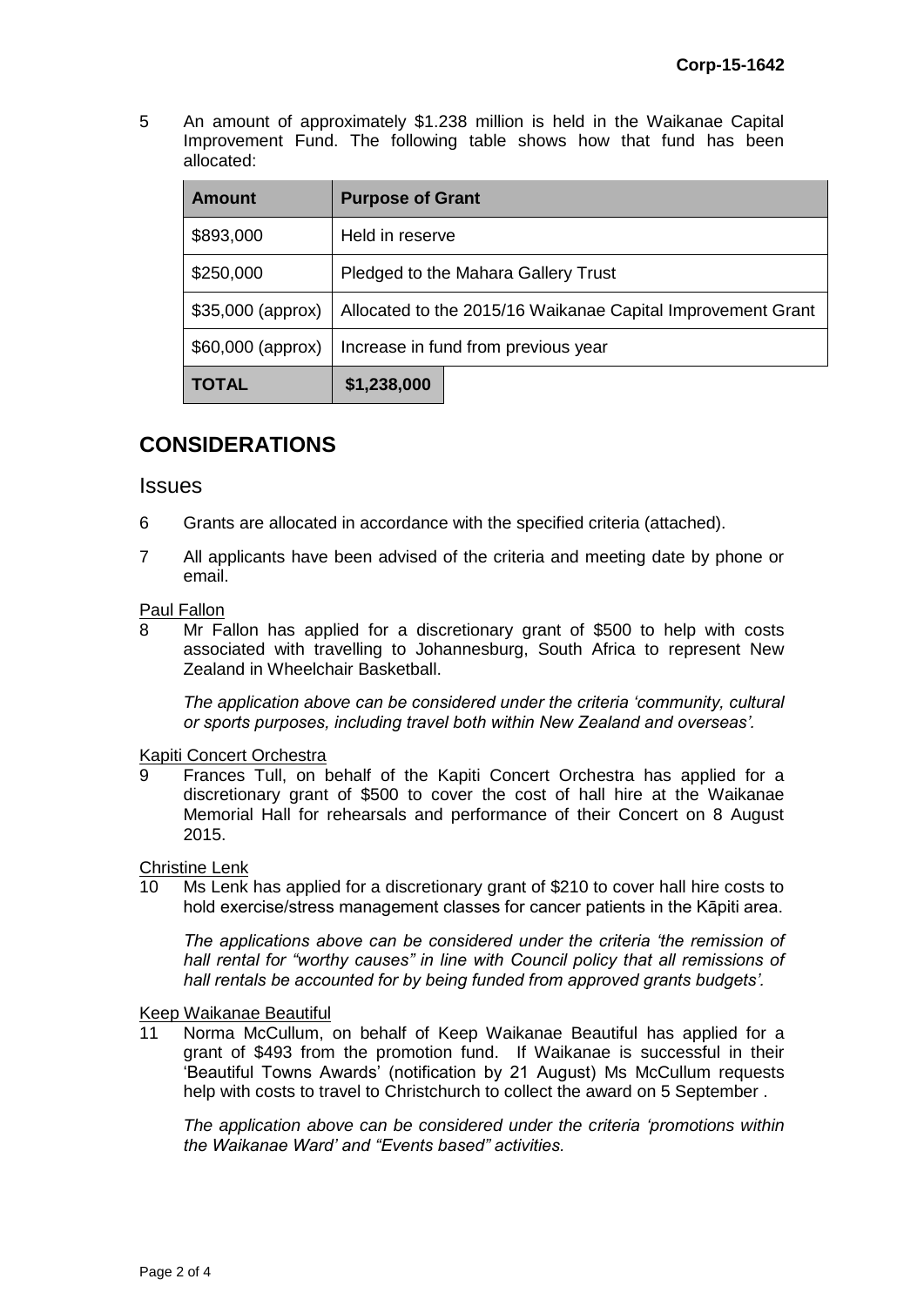5 An amount of approximately $1.238 million is held in the Waikanae Capital Improvement Fund. The following table shows how that fund has been allocated:

| Amount | Purpose of Grant |
|---|---|
| $893,000 | Held in reserve |
| $250,000 | Pledged to the Mahara Gallery Trust |
| $35,000 (approx) | Allocated to the 2015/16 Waikanae Capital Improvement Grant |
| $60,000 (approx) | Increase in fund from previous year |
| **TOTAL** | **$1,238,000** |

## CONSIDERATIONS

### Issues

6 Grants are allocated in accordance with the specified criteria (attached).

7 All applicants have been advised of the criteria and meeting date by phone or email.

Paul Fallon

8 Mr Fallon has applied for a discretionary grant of $500 to help with costs associated with travelling to Johannesburg, South Africa to represent New Zealand in Wheelchair Basketball.

*The application above can be considered under the criteria 'community, cultural or sports purposes, including travel both within New Zealand and overseas'.*

Kapiti Concert Orchestra

9 Frances Tull, on behalf of the Kapiti Concert Orchestra has applied for a discretionary grant of $500 to cover the cost of hall hire at the Waikanae Memorial Hall for rehearsals and performance of their Concert on 8 August 2015.

Christine Lenk

10 Ms Lenk has applied for a discretionary grant of $210 to cover hall hire costs to hold exercise/stress management classes for cancer patients in the Kāpiti area.

*The applications above can be considered under the criteria 'the remission of hall rental for "worthy causes" in line with Council policy that all remissions of hall rentals be accounted for by being funded from approved grants budgets'.*

Keep Waikanae Beautiful

11 Norma McCullum, on behalf of Keep Waikanae Beautiful has applied for a grant of $493 from the promotion fund. If Waikanae is successful in their 'Beautiful Towns Awards' (notification by 21 August) Ms McCullum requests help with costs to travel to Christchurch to collect the award on 5 September .

*The application above can be considered under the criteria 'promotions within the Waikanae Ward' and "Events based" activities.*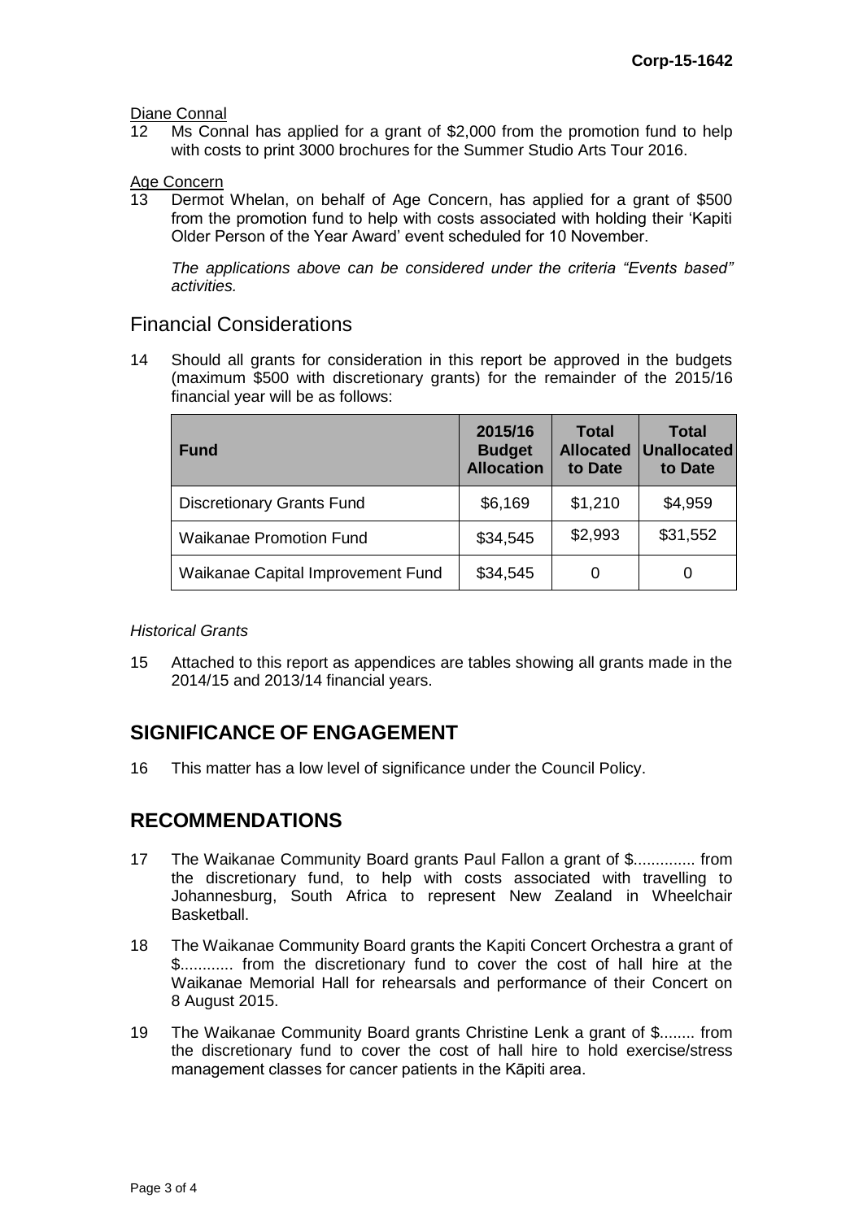Diane Connal

12 Ms Connal has applied for a grant of $2,000 from the promotion fund to help with costs to print 3000 brochures for the Summer Studio Arts Tour 2016.

Age Concern

13 Dermot Whelan, on behalf of Age Concern, has applied for a grant of $500 from the promotion fund to help with costs associated with holding their 'Kapiti Older Person of the Year Award' event scheduled for 10 November.

*The applications above can be considered under the criteria "Events based" activities.*

## Financial Considerations

14 Should all grants for consideration in this report be approved in the budgets (maximum $500 with discretionary grants) for the remainder of the 2015/16 financial year will be as follows:

| Fund | 2015/16 Budget Allocation | Total Allocated to Date | Total Unallocated to Date |
|---|---|---|---|
| Discretionary Grants Fund | $6,169 | $1,210 | $4,959 |
| Waikanae Promotion Fund | $34,545 | $2,993 | $31,552 |
| Waikanae Capital Improvement Fund | $34,545 | 0 | 0 |

*Historical Grants*

15 Attached to this report as appendices are tables showing all grants made in the 2014/15 and 2013/14 financial years.

## SIGNIFICANCE OF ENGAGEMENT

16 This matter has a low level of significance under the Council Policy.

## RECOMMENDATIONS

17 The Waikanae Community Board grants Paul Fallon a grant of $.............. from the discretionary fund, to help with costs associated with travelling to Johannesburg, South Africa to represent New Zealand in Wheelchair Basketball.

18 The Waikanae Community Board grants the Kapiti Concert Orchestra a grant of $............ from the discretionary fund to cover the cost of hall hire at the Waikanae Memorial Hall for rehearsals and performance of their Concert on 8 August 2015.

19 The Waikanae Community Board grants Christine Lenk a grant of $........ from the discretionary fund to cover the cost of hall hire to hold exercise/stress management classes for cancer patients in the Kāpiti area.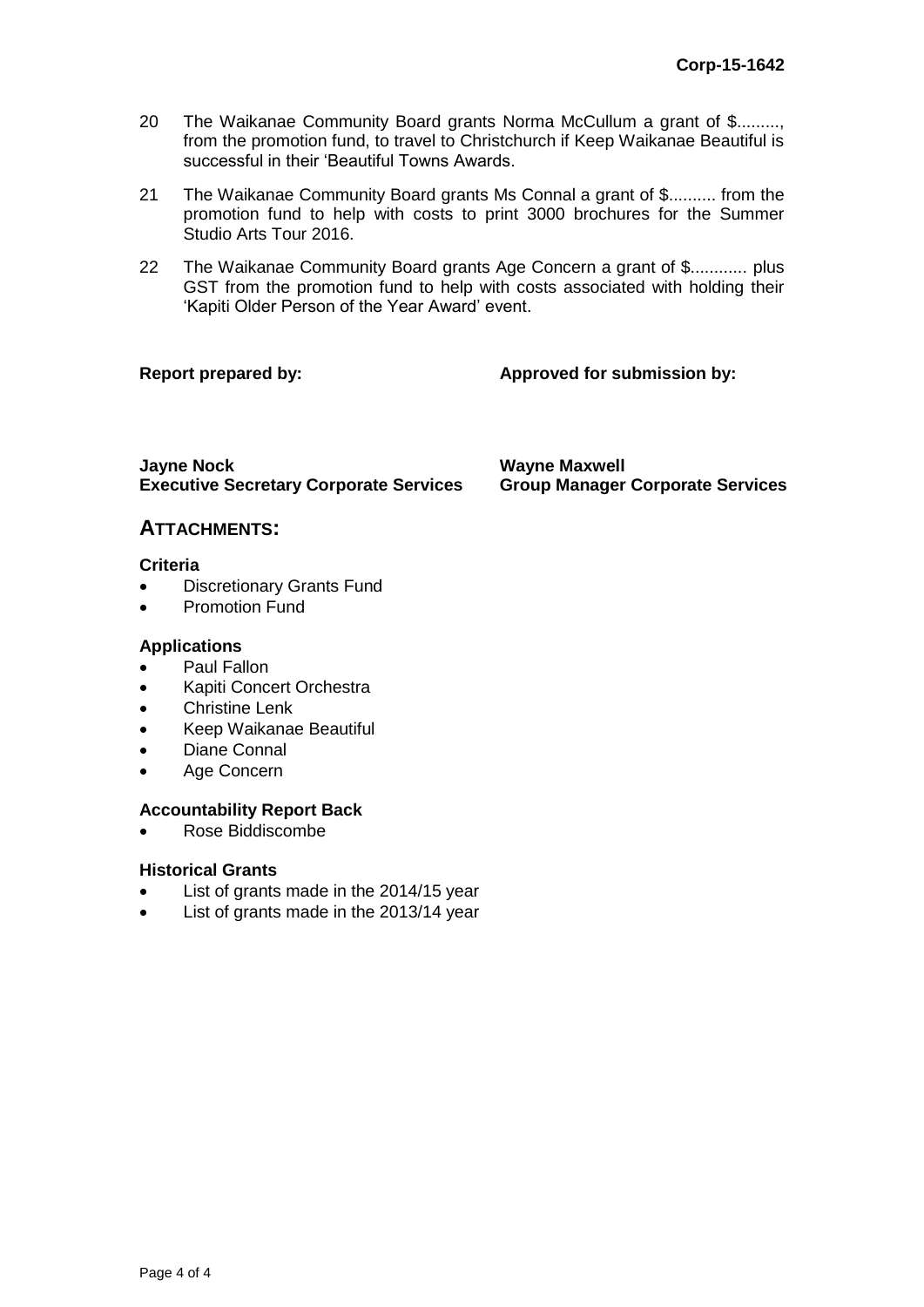20 The Waikanae Community Board grants Norma McCullum a grant of $........., from the promotion fund, to travel to Christchurch if Keep Waikanae Beautiful is successful in their 'Beautiful Towns Awards.

21 The Waikanae Community Board grants Ms Connal a grant of $.......... from the promotion fund to help with costs to print 3000 brochures for the Summer Studio Arts Tour 2016.

22 The Waikanae Community Board grants Age Concern a grant of $............ plus GST from the promotion fund to help with costs associated with holding their 'Kapiti Older Person of the Year Award' event.

| Report prepared by: | Approved for submission by: |
|---|---|
| **Jayne Nock**<br>**Executive Secretary Corporate Services** | **Wayne Maxwell**<br>**Group Manager Corporate Services** |

## ATTACHMENTS:

### Criteria

- Discretionary Grants Fund
- Promotion Fund

### Applications

- Paul Fallon
- Kapiti Concert Orchestra
- Christine Lenk
- Keep Waikanae Beautiful
- Diane Connal
- Age Concern

### Accountability Report Back

- Rose Biddiscombe

### Historical Grants

- List of grants made in the 2014/15 year
- List of grants made in the 2013/14 year